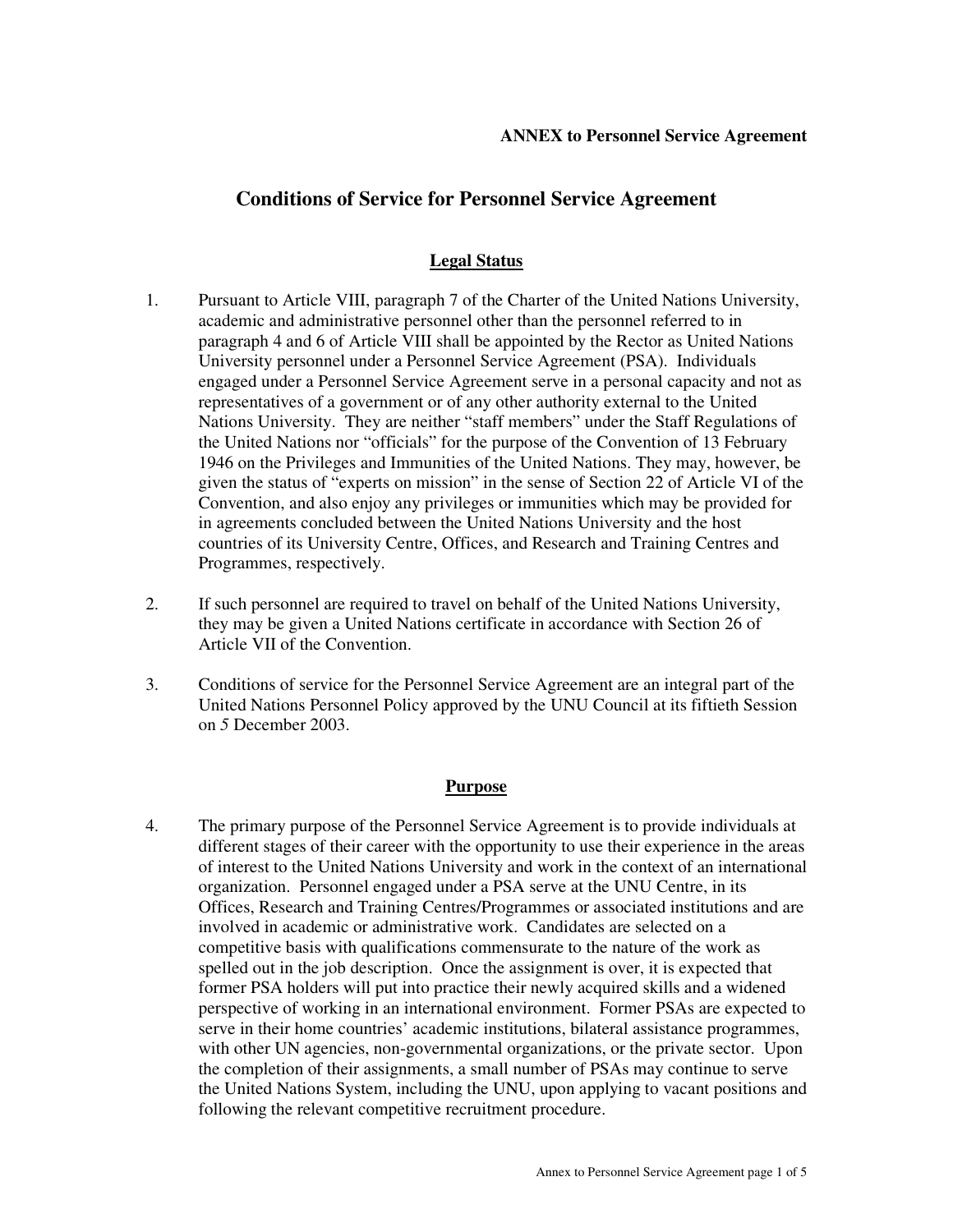**ANNEX to Personnel Service Agreement**

# Conditions of Service for Personnel Service Agreement

## Legal Status

1. Pursuant to Article VIII, paragraph 7 of the Charter of the United Nations University, academic and administrative personnel other than the personnel referred to in paragraph 4 and 6 of Article VIII shall be appointed by the Rector as United Nations University personnel under a Personnel Service Agreement (PSA). Individuals engaged under a Personnel Service Agreement serve in a personal capacity and not as representatives of a government or of any other authority external to the United Nations University. They are neither "staff members" under the Staff Regulations of the United Nations nor "officials" for the purpose of the Convention of 13 February 1946 on the Privileges and Immunities of the United Nations. They may, however, be given the status of "experts on mission" in the sense of Section 22 of Article VI of the Convention, and also enjoy any privileges or immunities which may be provided for in agreements concluded between the United Nations University and the host countries of its University Centre, Offices, and Research and Training Centres and Programmes, respectively.

2. If such personnel are required to travel on behalf of the United Nations University, they may be given a United Nations certificate in accordance with Section 26 of Article VII of the Convention.

3. Conditions of service for the Personnel Service Agreement are an integral part of the United Nations Personnel Policy approved by the UNU Council at its fiftieth Session on *5* December 2003.

## Purpose

4. The primary purpose of the Personnel Service Agreement is to provide individuals at different stages of their career with the opportunity to use their experience in the areas of interest to the United Nations University and work in the context of an international organization. Personnel engaged under a PSA serve at the UNU Centre, in its Offices, Research and Training Centres/Programmes or associated institutions and are involved in academic or administrative work. Candidates are selected on a competitive basis with qualifications commensurate to the nature of the work as spelled out in the job description. Once the assignment is over, it is expected that former PSA holders will put into practice their newly acquired skills and a widened perspective of working in an international environment. Former PSAs are expected to serve in their home countries' academic institutions, bilateral assistance programmes, with other UN agencies, non-governmental organizations, or the private sector. Upon the completion of their assignments, a small number of PSAs may continue to serve the United Nations System, including the UNU, upon applying to vacant positions and following the relevant competitive recruitment procedure.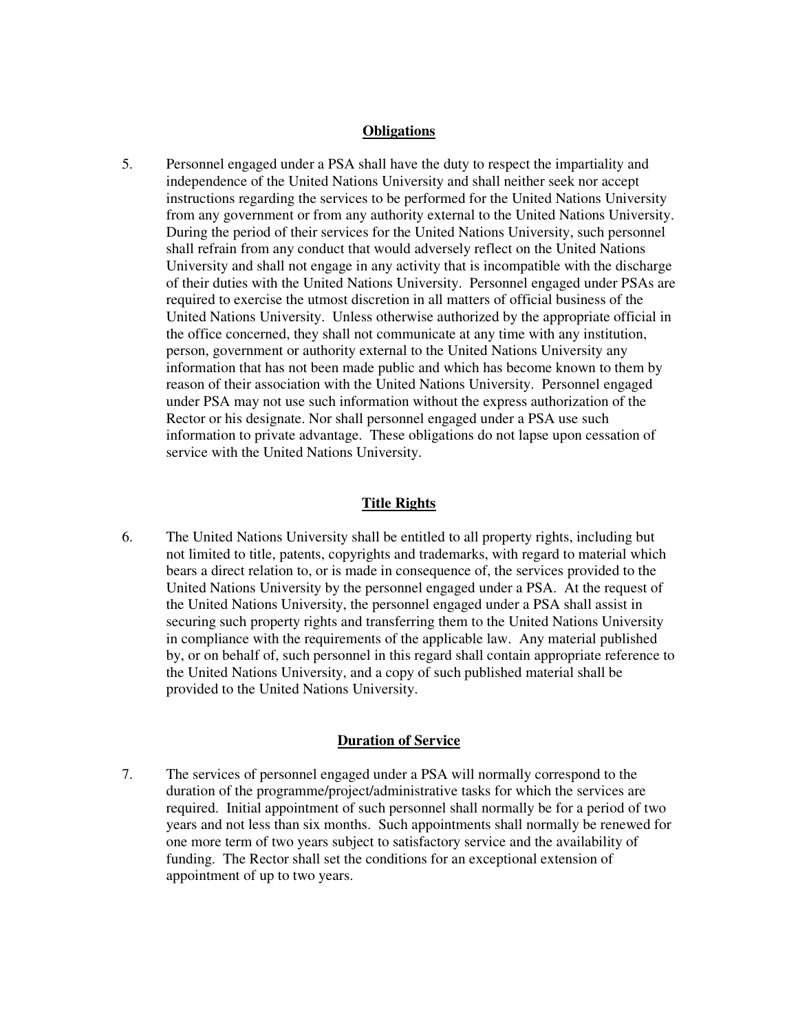**Obligations**

5. Personnel engaged under a PSA shall have the duty to respect the impartiality and independence of the United Nations University and shall neither seek nor accept instructions regarding the services to be performed for the United Nations University from any government or from any authority external to the United Nations University. During the period of their services for the United Nations University, such personnel shall refrain from any conduct that would adversely reflect on the United Nations University and shall not engage in any activity that is incompatible with the discharge of their duties with the United Nations University. Personnel engaged under PSAs are required to exercise the utmost discretion in all matters of official business of the United Nations University. Unless otherwise authorized by the appropriate official in the office concerned, they shall not communicate at any time with any institution, person, government or authority external to the United Nations University any information that has not been made public and which has become known to them by reason of their association with the United Nations University. Personnel engaged under PSA may not use such information without the express authorization of the Rector or his designate. Nor shall personnel engaged under a PSA use such information to private advantage. These obligations do not lapse upon cessation of service with the United Nations University.

**Title Rights**

6. The United Nations University shall be entitled to all property rights, including but not limited to title, patents, copyrights and trademarks, with regard to material which bears a direct relation to, or is made in consequence of, the services provided to the United Nations University by the personnel engaged under a PSA. At the request of the United Nations University, the personnel engaged under a PSA shall assist in securing such property rights and transferring them to the United Nations University in compliance with the requirements of the applicable law. Any material published by, or on behalf of, such personnel in this regard shall contain appropriate reference to the United Nations University, and a copy of such published material shall be provided to the United Nations University.

**Duration of Service**

7. The services of personnel engaged under a PSA will normally correspond to the duration of the programme/project/administrative tasks for which the services are required. Initial appointment of such personnel shall normally be for a period of two years and not less than six months. Such appointments shall normally be renewed for one more term of two years subject to satisfactory service and the availability of funding. The Rector shall set the conditions for an exceptional extension of appointment of up to two years.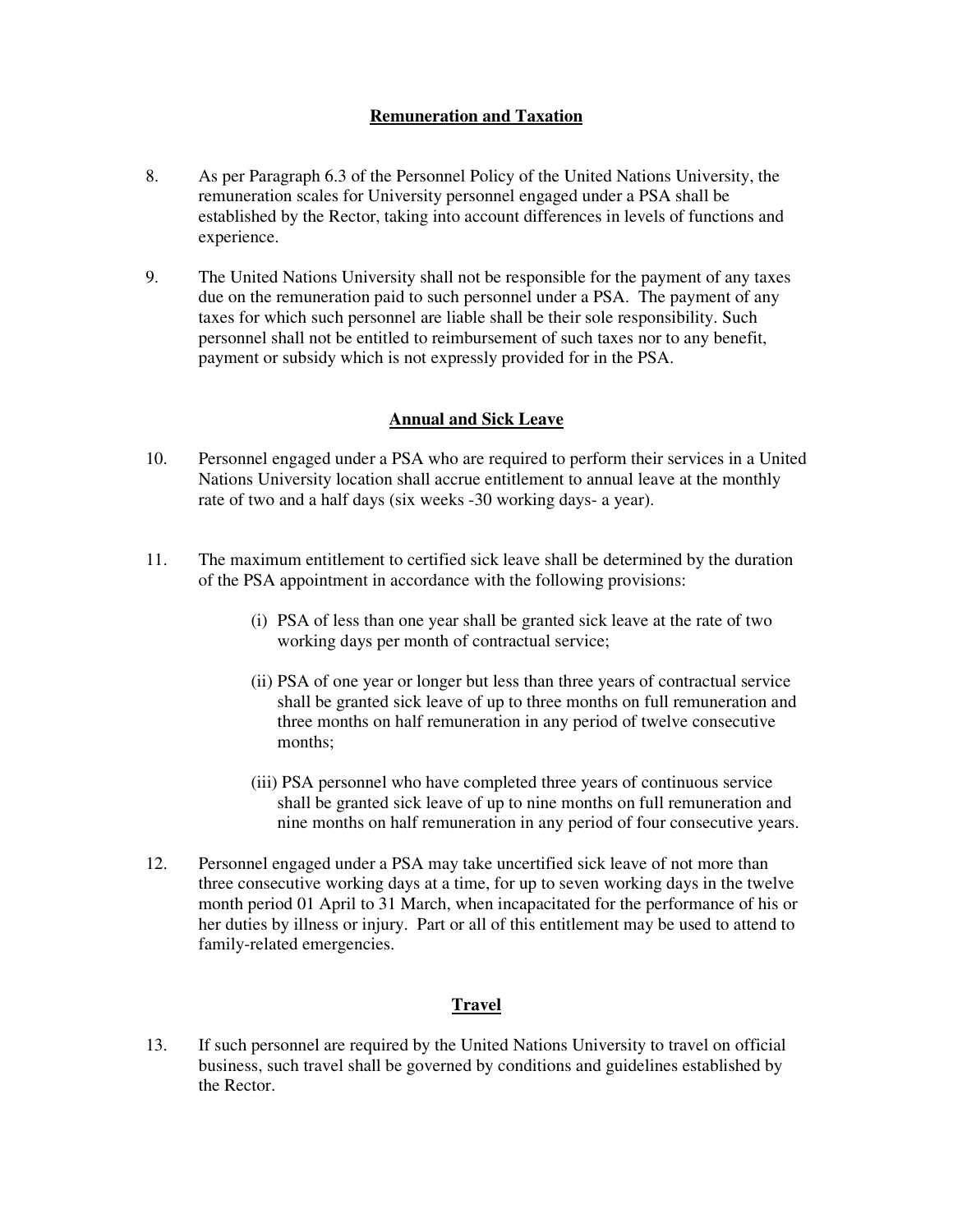## Remuneration and Taxation

8. As per Paragraph 6.3 of the Personnel Policy of the United Nations University, the remuneration scales for University personnel engaged under a PSA shall be established by the Rector, taking into account differences in levels of functions and experience.

9. The United Nations University shall not be responsible for the payment of any taxes due on the remuneration paid to such personnel under a PSA. The payment of any taxes for which such personnel are liable shall be their sole responsibility. Such personnel shall not be entitled to reimbursement of such taxes nor to any benefit, payment or subsidy which is not expressly provided for in the PSA.

## Annual and Sick Leave

10. Personnel engaged under a PSA who are required to perform their services in a United Nations University location shall accrue entitlement to annual leave at the monthly rate of two and a half days (six weeks -30 working days- a year).

11. The maximum entitlement to certified sick leave shall be determined by the duration of the PSA appointment in accordance with the following provisions:

    (i) PSA of less than one year shall be granted sick leave at the rate of two working days per month of contractual service;

    (ii) PSA of one year or longer but less than three years of contractual service shall be granted sick leave of up to three months on full remuneration and three months on half remuneration in any period of twelve consecutive months;

    (iii) PSA personnel who have completed three years of continuous service shall be granted sick leave of up to nine months on full remuneration and nine months on half remuneration in any period of four consecutive years.

12. Personnel engaged under a PSA may take uncertified sick leave of not more than three consecutive working days at a time, for up to seven working days in the twelve month period 01 April to 31 March, when incapacitated for the performance of his or her duties by illness or injury. Part or all of this entitlement may be used to attend to family-related emergencies.

## Travel

13. If such personnel are required by the United Nations University to travel on official business, such travel shall be governed by conditions and guidelines established by the Rector.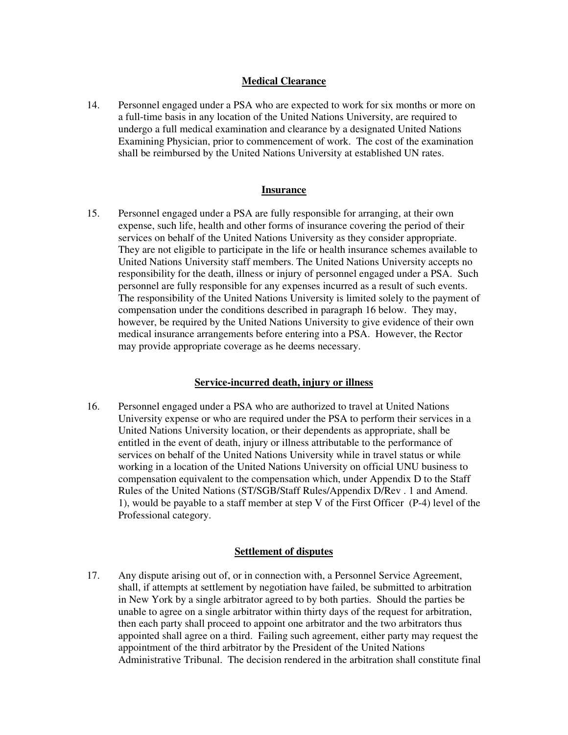**Medical Clearance**

14. Personnel engaged under a PSA who are expected to work for six months or more on a full-time basis in any location of the United Nations University, are required to undergo a full medical examination and clearance by a designated United Nations Examining Physician, prior to commencement of work. The cost of the examination shall be reimbursed by the United Nations University at established UN rates.

**Insurance**

15. Personnel engaged under a PSA are fully responsible for arranging, at their own expense, such life, health and other forms of insurance covering the period of their services on behalf of the United Nations University as they consider appropriate. They are not eligible to participate in the life or health insurance schemes available to United Nations University staff members. The United Nations University accepts no responsibility for the death, illness or injury of personnel engaged under a PSA. Such personnel are fully responsible for any expenses incurred as a result of such events. The responsibility of the United Nations University is limited solely to the payment of compensation under the conditions described in paragraph 16 below. They may, however, be required by the United Nations University to give evidence of their own medical insurance arrangements before entering into a PSA. However, the Rector may provide appropriate coverage as he deems necessary.

**Service-incurred death, injury or illness**

16. Personnel engaged under a PSA who are authorized to travel at United Nations University expense or who are required under the PSA to perform their services in a United Nations University location, or their dependents as appropriate, shall be entitled in the event of death, injury or illness attributable to the performance of services on behalf of the United Nations University while in travel status or while working in a location of the United Nations University on official UNU business to compensation equivalent to the compensation which, under Appendix D to the Staff Rules of the United Nations (ST/SGB/Staff Rules/Appendix D/Rev . 1 and Amend. 1), would be payable to a staff member at step V of the First Officer (P-4) level of the Professional category.

**Settlement of disputes**

17. Any dispute arising out of, or in connection with, a Personnel Service Agreement, shall, if attempts at settlement by negotiation have failed, be submitted to arbitration in New York by a single arbitrator agreed to by both parties. Should the parties be unable to agree on a single arbitrator within thirty days of the request for arbitration, then each party shall proceed to appoint one arbitrator and the two arbitrators thus appointed shall agree on a third. Failing such agreement, either party may request the appointment of the third arbitrator by the President of the United Nations Administrative Tribunal. The decision rendered in the arbitration shall constitute final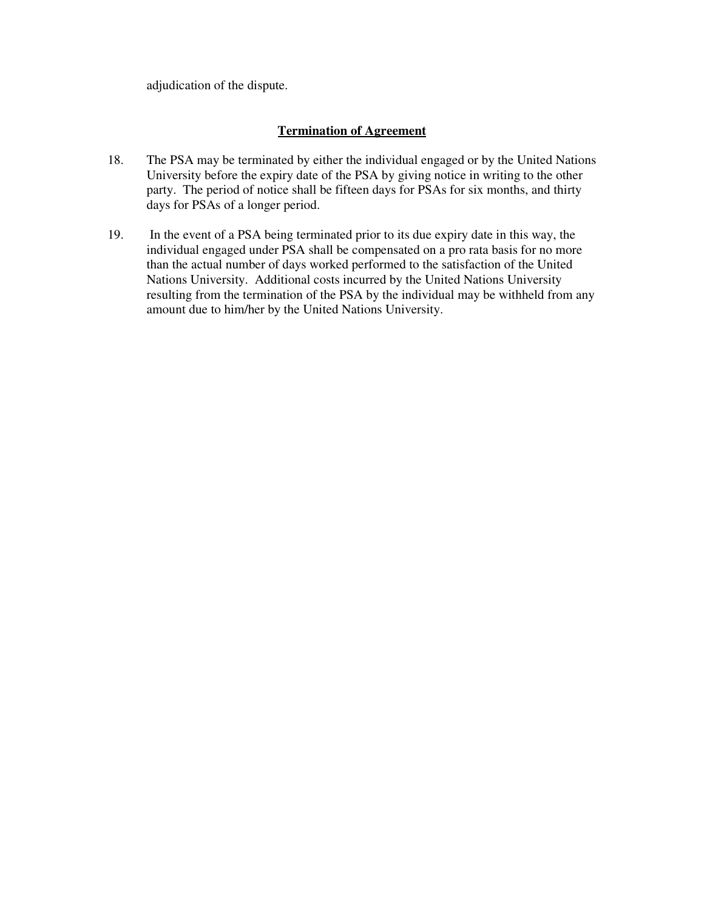adjudication of the dispute.

## Termination of Agreement

18. The PSA may be terminated by either the individual engaged or by the United Nations University before the expiry date of the PSA by giving notice in writing to the other party. The period of notice shall be fifteen days for PSAs for six months, and thirty days for PSAs of a longer period.

19. In the event of a PSA being terminated prior to its due expiry date in this way, the individual engaged under PSA shall be compensated on a pro rata basis for no more than the actual number of days worked performed to the satisfaction of the United Nations University. Additional costs incurred by the United Nations University resulting from the termination of the PSA by the individual may be withheld from any amount due to him/her by the United Nations University.